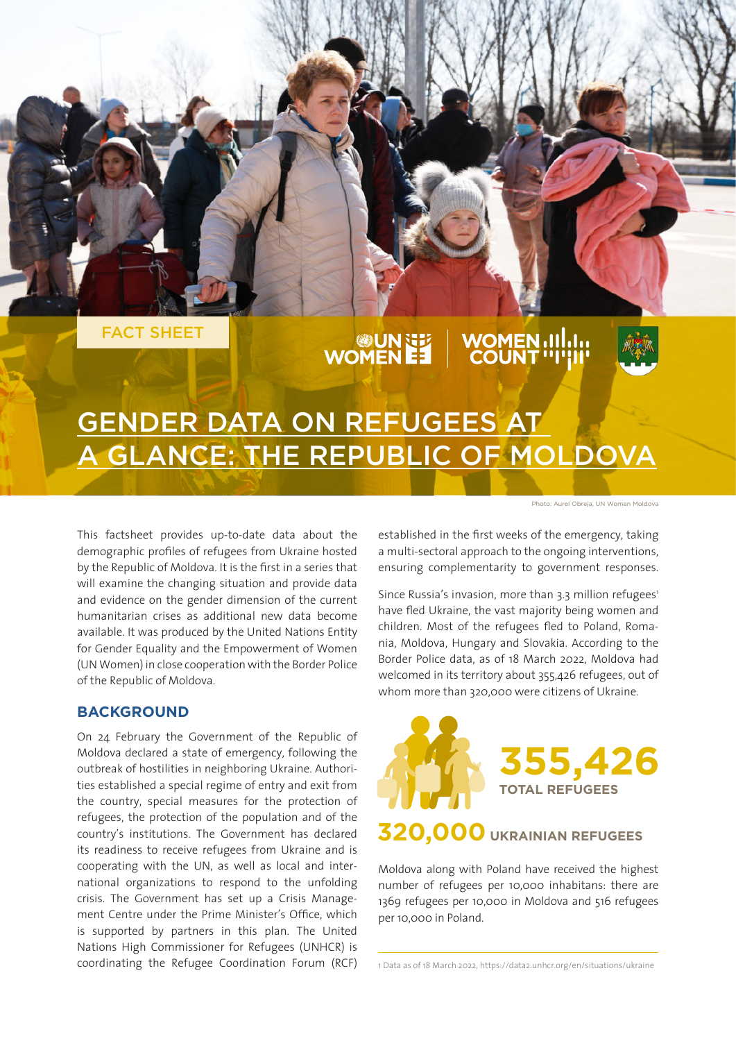FACT SHEET

# GENDER DATA ON REFUGEES AT A GLANCE: THE REPUBLIC OF MOLDOVA

Photo: Aurel Obreja, UN Women Moldova

This factsheet provides up-to-date data about the demographic profiles of refugees from Ukraine hosted by the Republic of Moldova. It is the first in a series that will examine the changing situation and provide data and evidence on the gender dimension of the current humanitarian crises as additional new data become available. It was produced by the United Nations Entity for Gender Equality and the Empowerment of Women (UN Women) in close cooperation with the Border Police of the Republic of Moldova.

## BACKGROUND

On 24 February the Government of the Republic of Moldova declared a state of emergency, following the outbreak of hostilities in neighboring Ukraine. Authorities established a special regime of entry and exit from the country, special measures for the protection of refugees, the protection of the population and of the country's institutions. The Government has declared its readiness to receive refugees from Ukraine and is cooperating with the UN, as well as local and international organizations to respond to the unfolding crisis. The Government has set up a Crisis Management Centre under the Prime Minister's Office, which is supported by partners in this plan. The United Nations High Commissioner for Refugees (UNHCR) is coordinating the Refugee Coordination Forum (RCF) established in the first weeks of the emergency, taking a multi-sectoral approach to the ongoing interventions, ensuring complementarity to government responses.

Since Russia's invasion, more than 3.3 million refugees[1] have fled Ukraine, the vast majority being women and children. Most of the refugees fled to Poland, Romania, Moldova, Hungary and Slovakia. According to the Border Police data, as of 18 March 2022, Moldova had welcomed in its territory about 355,426 refugees, out of whom more than 320,000 were citizens of Ukraine.

**355,426** TOTAL REFUGEES

**320,000** UKRAINIAN REFUGEES

Moldova along with Poland have received the highest number of refugees per 10,000 inhabitans: there are 1369 refugees per 10,000 in Moldova and 516 refugees per 10,000 in Poland.

---

1 Data as of 18 March 2022, https://data2.unhcr.org/en/situations/ukraine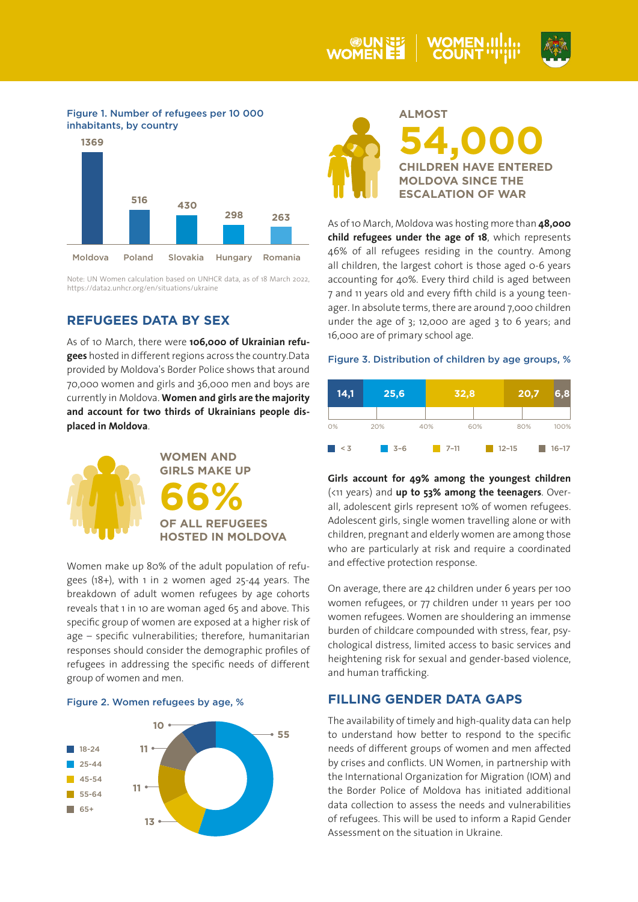Figure 1. Number of refugees per 10 000 inhabitants, by country

1369
516
430
298
263

Moldova
Poland
Slovakia
Hungary
Romania

Note: UN Women calculation based on UNHCR data, as of 18 March 2022, https://data2.unhcr.org/en/situations/ukraine

## REFUGEES DATA BY SEX

As of 10 March, there were **106,000 of Ukrainian refugees** hosted in different regions across the country.Data provided by Moldova's Border Police shows that around 70,000 women and girls and 36,000 men and boys are currently in Moldova. **Women and girls are the majority and account for two thirds of Ukrainians people displaced in Moldova**.

WOMEN AND GIRLS MAKE UP **66%** OF ALL REFUGEES HOSTED IN MOLDOVA

Women make up 80% of the adult population of refugees (18+), with 1 in 2 women aged 25-44 years. The breakdown of adult women refugees by age cohorts reveals that 1 in 10 are woman aged 65 and above. This specific group of women are exposed at a higher risk of age – specific vulnerabilities; therefore, humanitarian responses should consider the demographic profiles of refugees in addressing the specific needs of different group of women and men.

Figure 2. Women refugees by age, %

18-24
25-44
45-54
55-64
65+

10
11
11
13
55

ALMOST **54,000** CHILDREN HAVE ENTERED MOLDOVA SINCE THE ESCALATION OF WAR

As of 10 March, Moldova was hosting more than **48,000 child refugees under the age of 18**, which represents 46% of all refugees residing in the country. Among all children, the largest cohort is those aged 0-6 years accounting for 40%. Every third child is aged between 7 and 11 years old and every fifth child is a young teenager. In absolute terms, there are around 7,000 children under the age of 3; 12,000 are aged 3 to 6 years; and 16,000 are of primary school age.

Figure 3. Distribution of children by age groups, %

14,1
25,6
32,8
20,7
6,8

0%
20%
40%
60%
80%
100%

< 3
3–6
7–11
12–15
16–17

**Girls account for 49% among the youngest children** (<11 years) and **up to 53% among the teenagers**. Overall, adolescent girls represent 10% of women refugees. Adolescent girls, single women travelling alone or with children, pregnant and elderly women are among those who are particularly at risk and require a coordinated and effective protection response.

On average, there are 42 children under 6 years per 100 women refugees, or 77 children under 11 years per 100 women refugees. Women are shouldering an immense burden of childcare compounded with stress, fear, psychological distress, limited access to basic services and heightening risk for sexual and gender-based violence, and human trafficking.

## FILLING GENDER DATA GAPS

The availability of timely and high-quality data can help to understand how better to respond to the specific needs of different groups of women and men affected by crises and conflicts. UN Women, in partnership with the International Organization for Migration (IOM) and the Border Police of Moldova has initiated additional data collection to assess the needs and vulnerabilities of refugees. This will be used to inform a Rapid Gender Assessment on the situation in Ukraine.